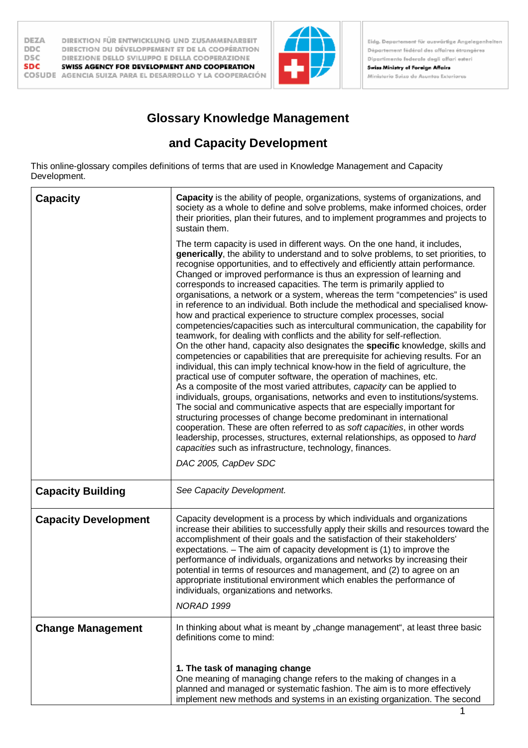DEZA DIREKTION FÜR ENTWICKLUNG UND ZUSAMMENARBEIT
DDC DIRECTION DU DÉVELOPPEMENT ET DE LA COOPÉRATION
DSC DIREZIONE DELLO SVILUPPO E DELLA COOPERAZIONE
SDC SWISS AGENCY FOR DEVELOPMENT AND COOPERATION
COSUDE AGENCIA SUIZA PARA EL DESARROLLO Y LA COOPERACIÓN

Eidg. Departement für auswärtige Angelegenheiten
Département fédéral des affaires étrangères
Dipartimento federale degli affari esteri
Swiss Ministry of Foreign Affairs
Ministerio Suizo de Asuntos Exteriores

# Glossary Knowledge Management

# and Capacity Development

This online-glossary compiles definitions of terms that are used in Knowledge Management and Capacity Development.

| | |
|---|---|
| **Capacity** | **Capacity** is the ability of people, organizations, systems of organizations, and society as a whole to define and solve problems, make informed choices, order their priorities, plan their futures, and to implement programmes and projects to sustain them.<br><br>The term capacity is used in different ways. On the one hand, it includes, **generically**, the ability to understand and to solve problems, to set priorities, to recognise opportunities, and to effectively and efficiently attain performance. Changed or improved performance is thus an expression of learning and corresponds to increased capacities. The term is primarily applied to organisations, a network or a system, whereas the term "competencies" is used in reference to an individual. Both include the methodical and specialised know-how and practical experience to structure complex processes, social competencies/capacities such as intercultural communication, the capability for teamwork, for dealing with conflicts and the ability for self-reflection.<br>On the other hand, capacity also designates the **specific** knowledge, skills and competencies or capabilities that are prerequisite for achieving results. For an individual, this can imply technical know-how in the field of agriculture, the practical use of computer software, the operation of machines, etc.<br>As a composite of the most varied attributes, *capacity* can be applied to individuals, groups, organisations, networks and even to institutions/systems. The social and communicative aspects that are especially important for structuring processes of change become predominant in international cooperation. These are often referred to as *soft capacities*, in other words leadership, processes, structures, external relationships, as opposed to *hard capacities* such as infrastructure, technology, finances.<br><br>*DAC 2005, CapDev SDC* |
| **Capacity Building** | *See Capacity Development.* |
| **Capacity Development** | Capacity development is a process by which individuals and organizations increase their abilities to successfully apply their skills and resources toward the accomplishment of their goals and the satisfaction of their stakeholders' expectations. – The aim of capacity development is (1) to improve the performance of individuals, organizations and networks by increasing their potential in terms of resources and management, and (2) to agree on an appropriate institutional environment which enables the performance of individuals, organizations and networks.<br><br>*NORAD 1999* |
| **Change Management** | In thinking about what is meant by „change management", at least three basic definitions come to mind:<br><br>**1. The task of managing change**<br>One meaning of managing change refers to the making of changes in a planned and managed or systematic fashion. The aim is to more effectively implement new methods and systems in an existing organization. The second |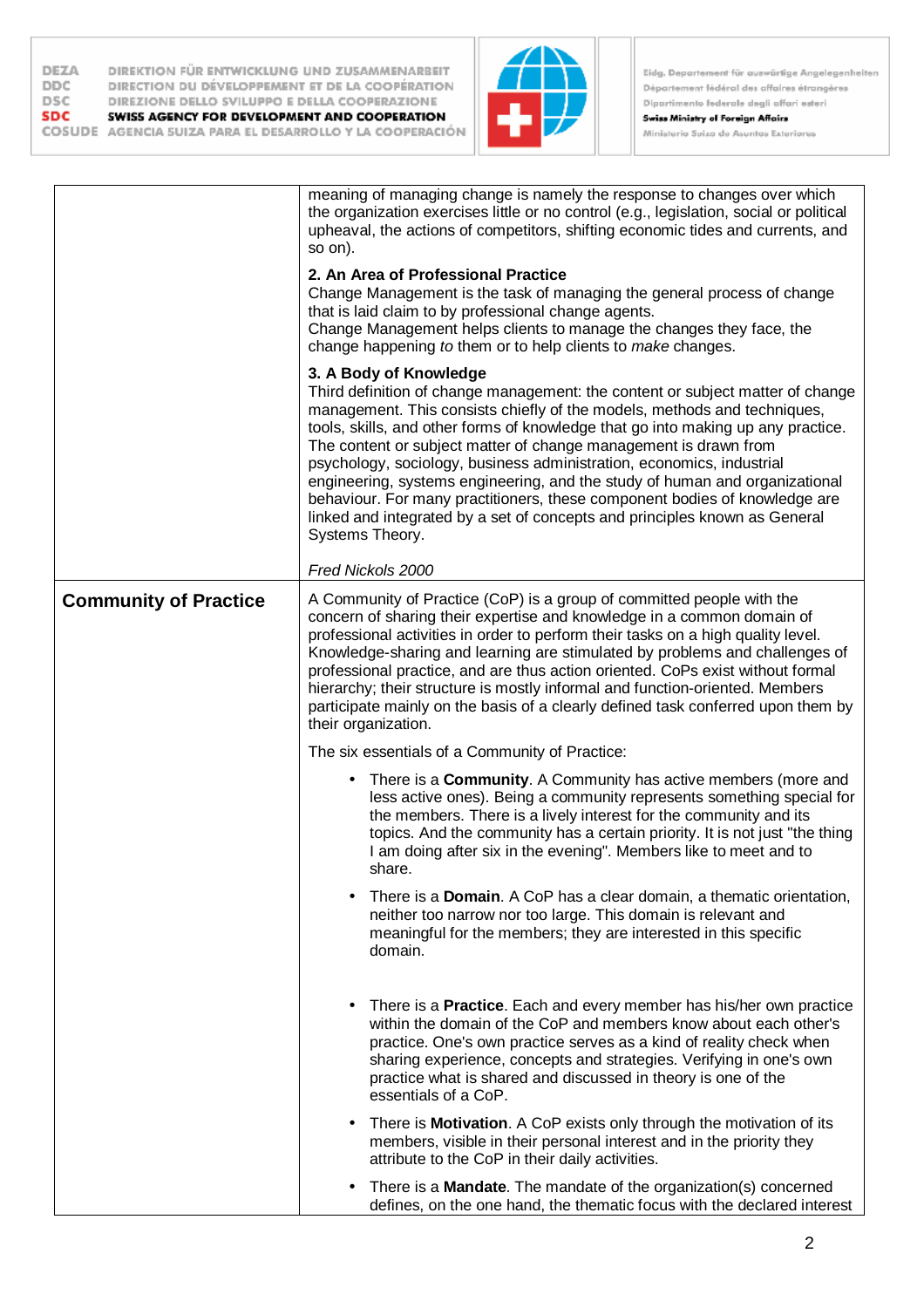| | |
|---|---|
| | meaning of managing change is namely the response to changes over which the organization exercises little or no control (e.g., legislation, social or political upheaval, the actions of competitors, shifting economic tides and currents, and so on).<br><br>**2. An Area of Professional Practice**<br>Change Management is the task of managing the general process of change that is laid claim to by professional change agents.<br>Change Management helps clients to manage the changes they face, the change happening *to* them or to help clients to *make* changes.<br><br>**3. A Body of Knowledge**<br>Third definition of change management: the content or subject matter of change management. This consists chiefly of the models, methods and techniques, tools, skills, and other forms of knowledge that go into making up any practice. The content or subject matter of change management is drawn from psychology, sociology, business administration, economics, industrial engineering, systems engineering, and the study of human and organizational behaviour. For many practitioners, these component bodies of knowledge are linked and integrated by a set of concepts and principles known as General Systems Theory.<br><br>*Fred Nickols 2000* |
| **Community of Practice** | A Community of Practice (CoP) is a group of committed people with the concern of sharing their expertise and knowledge in a common domain of professional activities in order to perform their tasks on a high quality level. Knowledge-sharing and learning are stimulated by problems and challenges of professional practice, and are thus action oriented. CoPs exist without formal hierarchy; their structure is mostly informal and function-oriented. Members participate mainly on the basis of a clearly defined task conferred upon them by their organization.<br><br>The six essentials of a Community of Practice:<br><br>• There is a **Community**. A Community has active members (more and less active ones). Being a community represents something special for the members. There is a lively interest for the community and its topics. And the community has a certain priority. It is not just "the thing I am doing after six in the evening". Members like to meet and to share.<br><br>• There is a **Domain**. A CoP has a clear domain, a thematic orientation, neither too narrow nor too large. This domain is relevant and meaningful for the members; they are interested in this specific domain.<br><br>• There is a **Practice**. Each and every member has his/her own practice within the domain of the CoP and members know about each other's practice. One's own practice serves as a kind of reality check when sharing experience, concepts and strategies. Verifying in one's own practice what is shared and discussed in theory is one of the essentials of a CoP.<br><br>• There is **Motivation**. A CoP exists only through the motivation of its members, visible in their personal interest and in the priority they attribute to the CoP in their daily activities.<br><br>• There is a **Mandate**. The mandate of the organization(s) concerned defines, on the one hand, the thematic focus with the declared interest |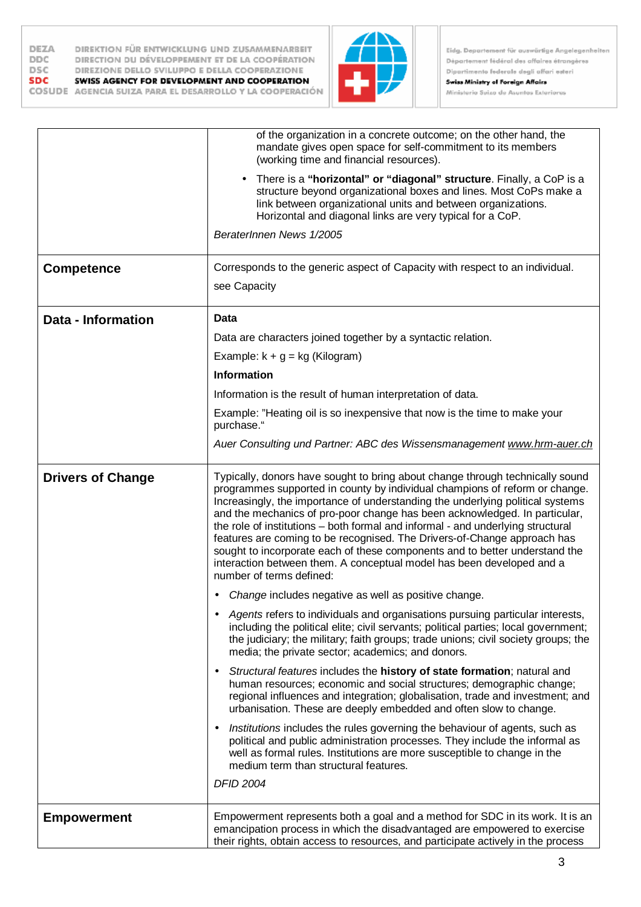| | |
|---|---|
| | of the organization in a concrete outcome; on the other hand, the mandate gives open space for self-commitment to its members (working time and financial resources).<br><br>• There is a **"horizontal" or "diagonal" structure**. Finally, a CoP is a structure beyond organizational boxes and lines. Most CoPs make a link between organizational units and between organizations. Horizontal and diagonal links are very typical for a CoP.<br><br>*BeraterInnen News 1/2005* |
| **Competence** | Corresponds to the generic aspect of Capacity with respect to an individual.<br><br>see Capacity |
| **Data - Information** | **Data**<br><br>Data are characters joined together by a syntactic relation.<br><br>Example: k + g = kg (Kilogram)<br><br>**Information**<br><br>Information is the result of human interpretation of data.<br><br>Example: "Heating oil is so inexpensive that now is the time to make your purchase."<br><br>*Auer Consulting und Partner: ABC des Wissensmanagement www.hrm-auer.ch* |
| **Drivers of Change** | Typically, donors have sought to bring about change through technically sound programmes supported in county by individual champions of reform or change. Increasingly, the importance of understanding the underlying political systems and the mechanics of pro-poor change has been acknowledged. In particular, the role of institutions – both formal and informal - and underlying structural features are coming to be recognised. The Drivers-of-Change approach has sought to incorporate each of these components and to better understand the interaction between them. A conceptual model has been developed and a number of terms defined:<br><br>• *Change* includes negative as well as positive change.<br><br>• *Agents* refers to individuals and organisations pursuing particular interests, including the political elite; civil servants; political parties; local government; the judiciary; the military; faith groups; trade unions; civil society groups; the media; the private sector; academics; and donors.<br><br>• *Structural features* includes the **history of state formation**; natural and human resources; economic and social structures; demographic change; regional influences and integration; globalisation, trade and investment; and urbanisation. These are deeply embedded and often slow to change.<br><br>• *Institutions* includes the rules governing the behaviour of agents, such as political and public administration processes. They include the informal as well as formal rules. Institutions are more susceptible to change in the medium term than structural features.<br><br>*DFID 2004* |
| **Empowerment** | Empowerment represents both a goal and a method for SDC in its work. It is an emancipation process in which the disadvantaged are empowered to exercise their rights, obtain access to resources, and participate actively in the process |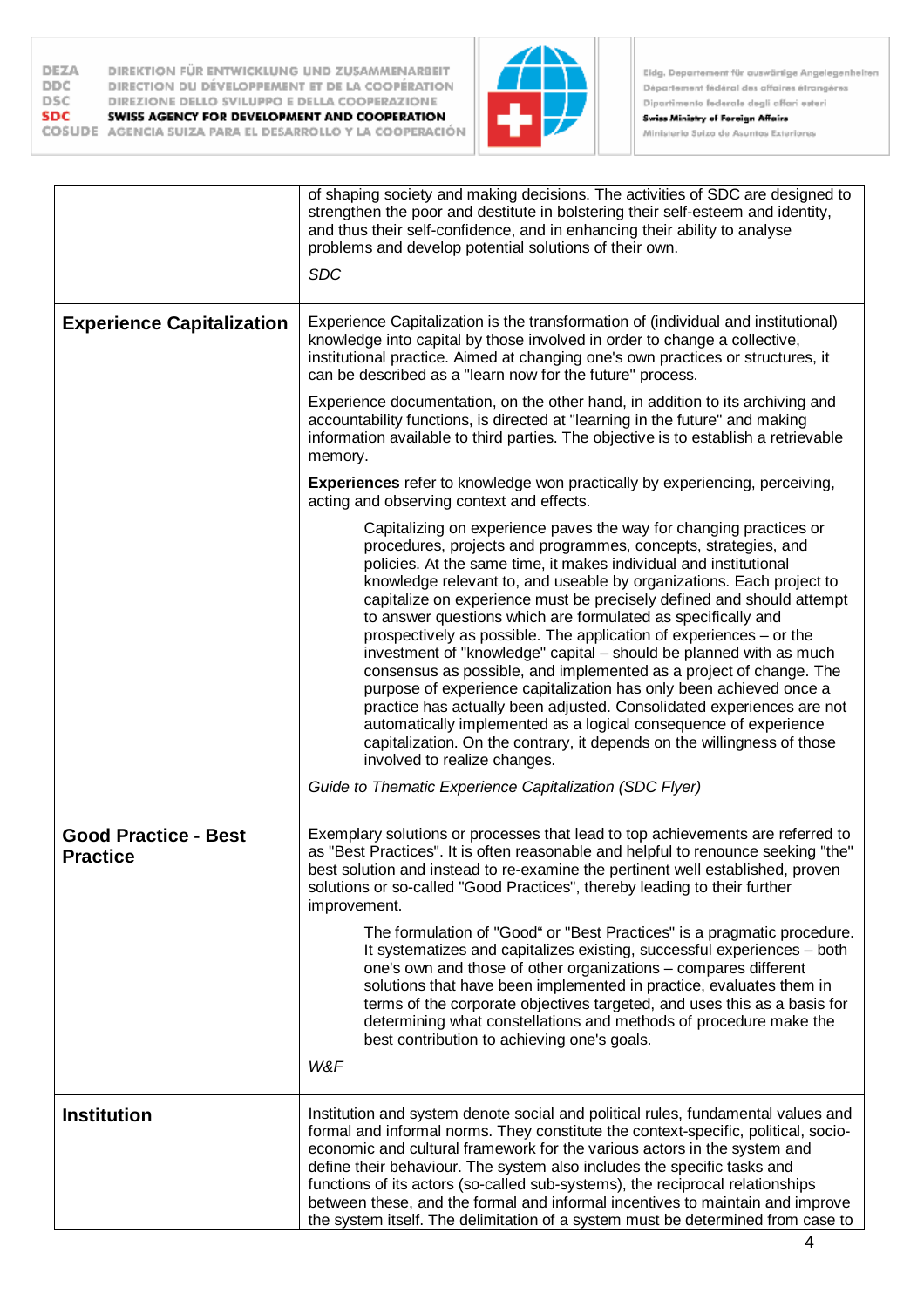| | |
|---|---|
| | of shaping society and making decisions. The activities of SDC are designed to strengthen the poor and destitute in bolstering their self-esteem and identity, and thus their self-confidence, and in enhancing their ability to analyse problems and develop potential solutions of their own.<br><br>*SDC* |
| **Experience Capitalization** | Experience Capitalization is the transformation of (individual and institutional) knowledge into capital by those involved in order to change a collective, institutional practice. Aimed at changing one's own practices or structures, it can be described as a "learn now for the future" process.<br><br>Experience documentation, on the other hand, in addition to its archiving and accountability functions, is directed at "learning in the future" and making information available to third parties. The objective is to establish a retrievable memory.<br><br>**Experiences** refer to knowledge won practically by experiencing, perceiving, acting and observing context and effects.<br><br>Capitalizing on experience paves the way for changing practices or procedures, projects and programmes, concepts, strategies, and policies. At the same time, it makes individual and institutional knowledge relevant to, and useable by organizations. Each project to capitalize on experience must be precisely defined and should attempt to answer questions which are formulated as specifically and prospectively as possible. The application of experiences – or the investment of "knowledge" capital – should be planned with as much consensus as possible, and implemented as a project of change. The purpose of experience capitalization has only been achieved once a practice has actually been adjusted. Consolidated experiences are not automatically implemented as a logical consequence of experience capitalization. On the contrary, it depends on the willingness of those involved to realize changes.<br><br>*Guide to Thematic Experience Capitalization (SDC Flyer)* |
| **Good Practice - Best Practice** | Exemplary solutions or processes that lead to top achievements are referred to as "Best Practices". It is often reasonable and helpful to renounce seeking "the" best solution and instead to re-examine the pertinent well established, proven solutions or so-called "Good Practices", thereby leading to their further improvement.<br><br>The formulation of "Good" or "Best Practices" is a pragmatic procedure. It systematizes and capitalizes existing, successful experiences – both one's own and those of other organizations – compares different solutions that have been implemented in practice, evaluates them in terms of the corporate objectives targeted, and uses this as a basis for determining what constellations and methods of procedure make the best contribution to achieving one's goals.<br><br>*W&F* |
| **Institution** | Institution and system denote social and political rules, fundamental values and formal and informal norms. They constitute the context-specific, political, socio-economic and cultural framework for the various actors in the system and define their behaviour. The system also includes the specific tasks and functions of its actors (so-called sub-systems), the reciprocal relationships between these, and the formal and informal incentives to maintain and improve the system itself. The delimitation of a system must be determined from case to |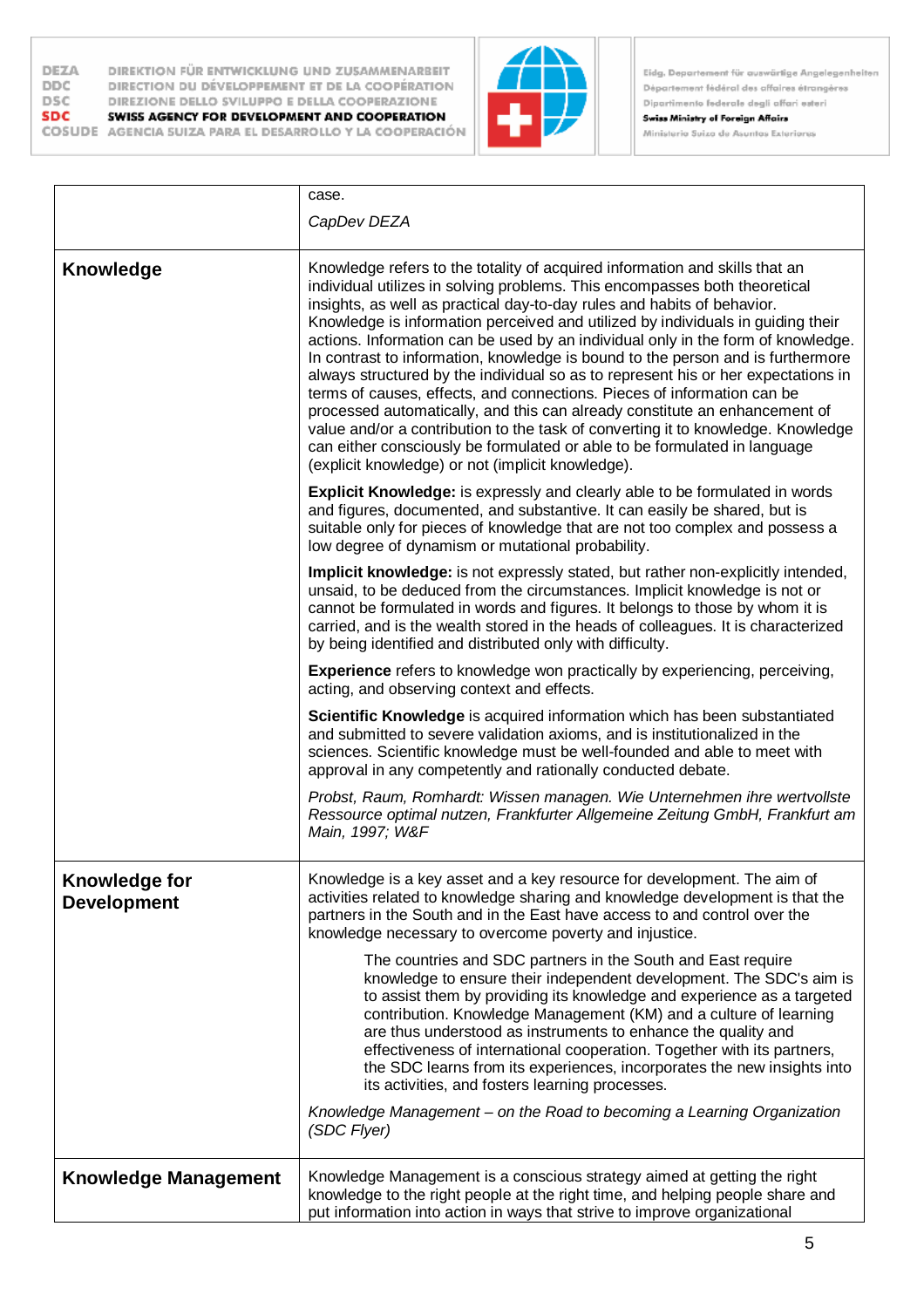| | |
|---|---|
| | case.<br><br>*CapDev DEZA* |
| **Knowledge** | Knowledge refers to the totality of acquired information and skills that an individual utilizes in solving problems. This encompasses both theoretical insights, as well as practical day-to-day rules and habits of behavior. Knowledge is information perceived and utilized by individuals in guiding their actions. Information can be used by an individual only in the form of knowledge. In contrast to information, knowledge is bound to the person and is furthermore always structured by the individual so as to represent his or her expectations in terms of causes, effects, and connections. Pieces of information can be processed automatically, and this can already constitute an enhancement of value and/or a contribution to the task of converting it to knowledge. Knowledge can either consciously be formulated or able to be formulated in language (explicit knowledge) or not (implicit knowledge).<br><br>**Explicit Knowledge:** is expressly and clearly able to be formulated in words and figures, documented, and substantive. It can easily be shared, but is suitable only for pieces of knowledge that are not too complex and possess a low degree of dynamism or mutational probability.<br><br>**Implicit knowledge:** is not expressly stated, but rather non-explicitly intended, unsaid, to be deduced from the circumstances. Implicit knowledge is not or cannot be formulated in words and figures. It belongs to those by whom it is carried, and is the wealth stored in the heads of colleagues. It is characterized by being identified and distributed only with difficulty.<br><br>**Experience** refers to knowledge won practically by experiencing, perceiving, acting, and observing context and effects.<br><br>**Scientific Knowledge** is acquired information which has been substantiated and submitted to severe validation axioms, and is institutionalized in the sciences. Scientific knowledge must be well-founded and able to meet with approval in any competently and rationally conducted debate.<br><br>*Probst, Raum, Romhardt: Wissen managen. Wie Unternehmen ihre wertvollste Ressource optimal nutzen, Frankfurter Allgemeine Zeitung GmbH, Frankfurt am Main, 1997; W&F* |
| **Knowledge for Development** | Knowledge is a key asset and a key resource for development. The aim of activities related to knowledge sharing and knowledge development is that the partners in the South and in the East have access to and control over the knowledge necessary to overcome poverty and injustice.<br><br>The countries and SDC partners in the South and East require knowledge to ensure their independent development. The SDC's aim is to assist them by providing its knowledge and experience as a targeted contribution. Knowledge Management (KM) and a culture of learning are thus understood as instruments to enhance the quality and effectiveness of international cooperation. Together with its partners, the SDC learns from its experiences, incorporates the new insights into its activities, and fosters learning processes.<br><br>*Knowledge Management – on the Road to becoming a Learning Organization (SDC Flyer)* |
| **Knowledge Management** | Knowledge Management is a conscious strategy aimed at getting the right knowledge to the right people at the right time, and helping people share and put information into action in ways that strive to improve organizational |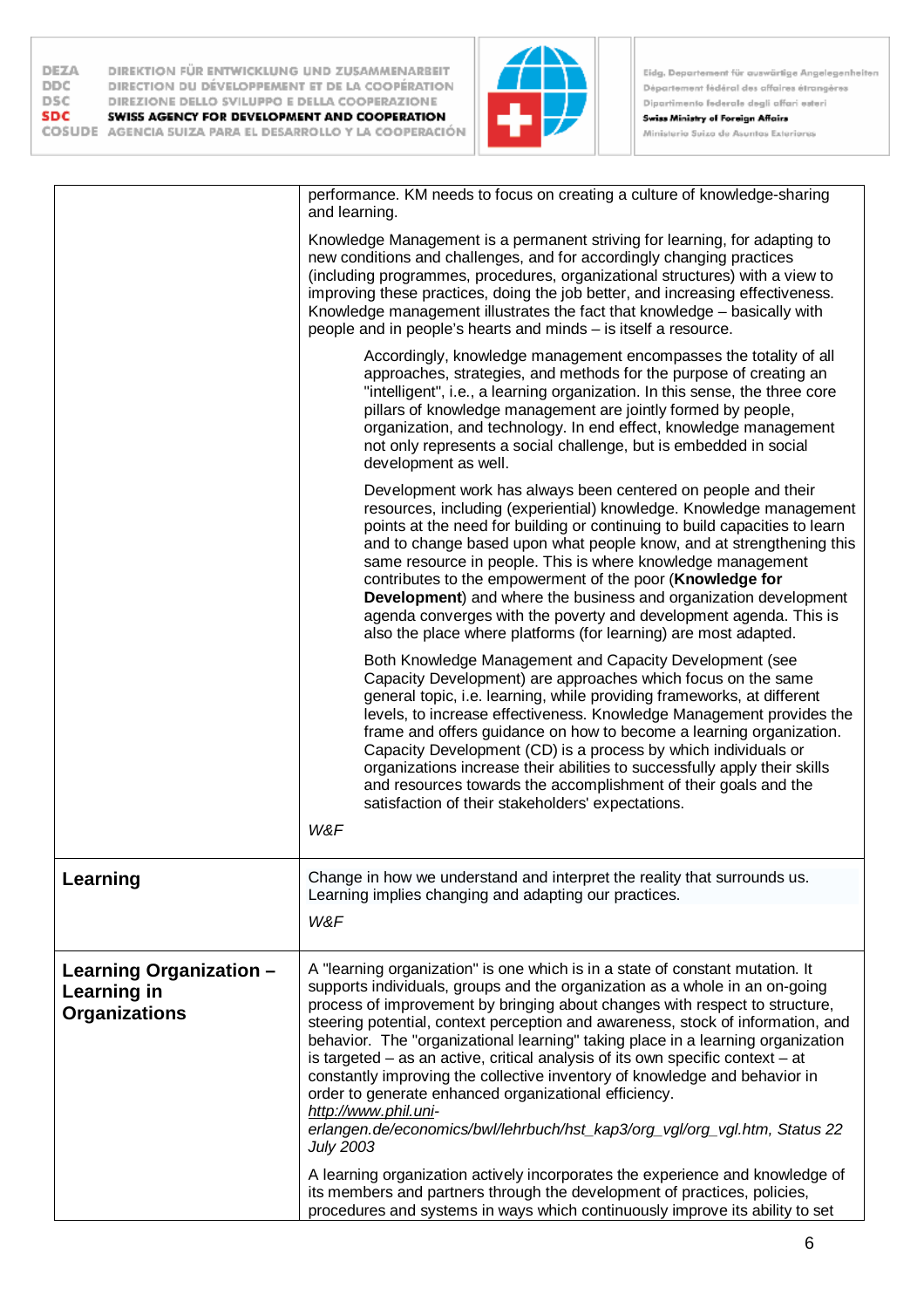|  |  |
|---|---|
|  | performance. KM needs to focus on creating a culture of knowledge-sharing and learning.<br><br>Knowledge Management is a permanent striving for learning, for adapting to new conditions and challenges, and for accordingly changing practices (including programmes, procedures, organizational structures) with a view to improving these practices, doing the job better, and increasing effectiveness. Knowledge management illustrates the fact that knowledge – basically with people and in people's hearts and minds – is itself a resource.<br><br>Accordingly, knowledge management encompasses the totality of all approaches, strategies, and methods for the purpose of creating an "intelligent", i.e., a learning organization. In this sense, the three core pillars of knowledge management are jointly formed by people, organization, and technology. In end effect, knowledge management not only represents a social challenge, but is embedded in social development as well.<br><br>Development work has always been centered on people and their resources, including (experiential) knowledge. Knowledge management points at the need for building or continuing to build capacities to learn and to change based upon what people know, and at strengthening this same resource in people. This is where knowledge management contributes to the empowerment of the poor (**Knowledge for Development**) and where the business and organization development agenda converges with the poverty and development agenda. This is also the place where platforms (for learning) are most adapted.<br><br>Both Knowledge Management and Capacity Development (see Capacity Development) are approaches which focus on the same general topic, i.e. learning, while providing frameworks, at different levels, to increase effectiveness. Knowledge Management provides the frame and offers guidance on how to become a learning organization. Capacity Development (CD) is a process by which individuals or organizations increase their abilities to successfully apply their skills and resources towards the accomplishment of their goals and the satisfaction of their stakeholders' expectations.<br><br>*W&F* |
| **Learning** | Change in how we understand and interpret the reality that surrounds us. Learning implies changing and adapting our practices.<br><br>*W&F* |
| **Learning Organization – Learning in Organizations** | A "learning organization" is one which is in a state of constant mutation. It supports individuals, groups and the organization as a whole in an on-going process of improvement by bringing about changes with respect to structure, steering potential, context perception and awareness, stock of information, and behavior. The "organizational learning" taking place in a learning organization is targeted – as an active, critical analysis of its own specific context – at constantly improving the collective inventory of knowledge and behavior in order to generate enhanced organizational efficiency.<br>*http://www.phil.uni-erlangen.de/economics/bwl/lehrbuch/hst_kap3/org_vgl/org_vgl.htm, Status 22 July 2003*<br><br>A learning organization actively incorporates the experience and knowledge of its members and partners through the development of practices, policies, procedures and systems in ways which continuously improve its ability to set |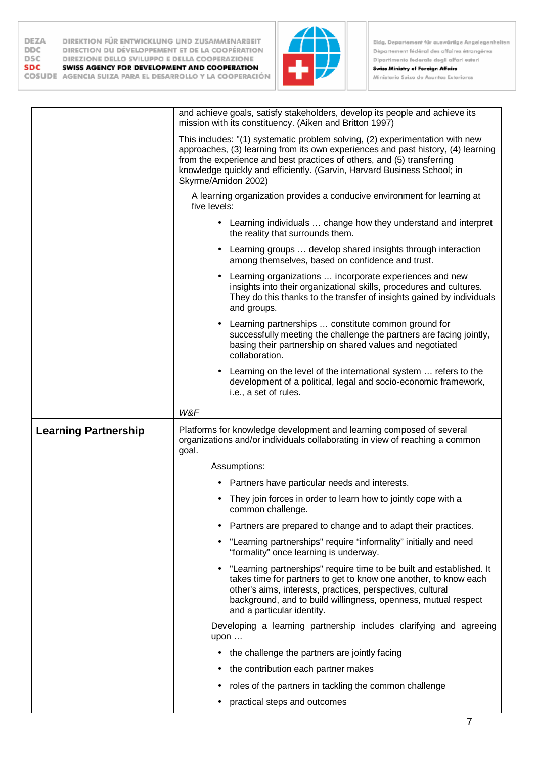| | |
|---|---|
| | and achieve goals, satisfy stakeholders, develop its people and achieve its mission with its constituency. (Aiken and Britton 1997)<br><br>This includes: "(1) systematic problem solving, (2) experimentation with new approaches, (3) learning from its own experiences and past history, (4) learning from the experience and best practices of others, and (5) transferring knowledge quickly and efficiently. (Garvin, Harvard Business School; in Skyrme/Amidon 2002)<br><br>A learning organization provides a conducive environment for learning at five levels:<br><br>• Learning individuals … change how they understand and interpret the reality that surrounds them.<br>• Learning groups … develop shared insights through interaction among themselves, based on confidence and trust.<br>• Learning organizations … incorporate experiences and new insights into their organizational skills, procedures and cultures. They do this thanks to the transfer of insights gained by individuals and groups.<br>• Learning partnerships … constitute common ground for successfully meeting the challenge the partners are facing jointly, basing their partnership on shared values and negotiated collaboration.<br>• Learning on the level of the international system … refers to the development of a political, legal and socio-economic framework, i.e., a set of rules.<br><br>*W&F* |
| **Learning Partnership** | Platforms for knowledge development and learning composed of several organizations and/or individuals collaborating in view of reaching a common goal.<br><br>Assumptions:<br><br>• Partners have particular needs and interests.<br>• They join forces in order to learn how to jointly cope with a common challenge.<br>• Partners are prepared to change and to adapt their practices.<br>• "Learning partnerships" require "informality" initially and need "formality" once learning is underway.<br>• "Learning partnerships" require time to be built and established. It takes time for partners to get to know one another, to know each other's aims, interests, practices, perspectives, cultural background, and to build willingness, openness, mutual respect and a particular identity.<br><br>Developing a learning partnership includes clarifying and agreeing upon …<br><br>• the challenge the partners are jointly facing<br>• the contribution each partner makes<br>• roles of the partners in tackling the common challenge<br>• practical steps and outcomes |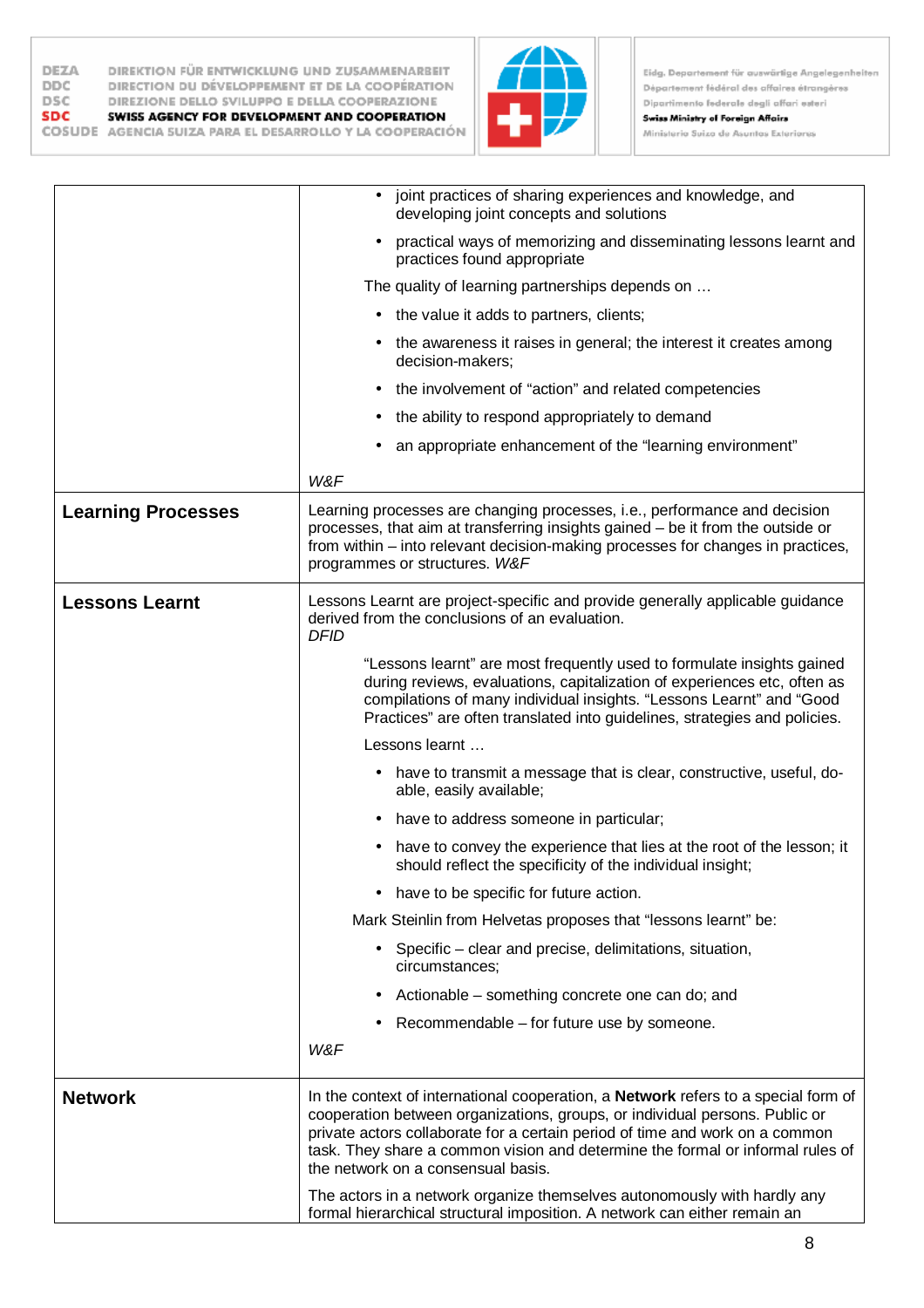| | |
|---|---|
| | • joint practices of sharing experiences and knowledge, and developing joint concepts and solutions<br>• practical ways of memorizing and disseminating lessons learnt and practices found appropriate<br>The quality of learning partnerships depends on …<br>• the value it adds to partners, clients;<br>• the awareness it raises in general; the interest it creates among decision-makers;<br>• the involvement of "action" and related competencies<br>• the ability to respond appropriately to demand<br>• an appropriate enhancement of the "learning environment"<br>*W&F* |
| **Learning Processes** | Learning processes are changing processes, i.e., performance and decision processes, that aim at transferring insights gained – be it from the outside or from within – into relevant decision-making processes for changes in practices, programmes or structures. *W&F* |
| **Lessons Learnt** | Lessons Learnt are project-specific and provide generally applicable guidance derived from the conclusions of an evaluation.<br>*DFID*<br>"Lessons learnt" are most frequently used to formulate insights gained during reviews, evaluations, capitalization of experiences etc, often as compilations of many individual insights. "Lessons Learnt" and "Good Practices" are often translated into guidelines, strategies and policies.<br>Lessons learnt …<br>• have to transmit a message that is clear, constructive, useful, do-able, easily available;<br>• have to address someone in particular;<br>• have to convey the experience that lies at the root of the lesson; it should reflect the specificity of the individual insight;<br>• have to be specific for future action.<br>Mark Steinlin from Helvetas proposes that "lessons learnt" be:<br>• Specific – clear and precise, delimitations, situation, circumstances;<br>• Actionable – something concrete one can do; and<br>• Recommendable – for future use by someone.<br>*W&F* |
| **Network** | In the context of international cooperation, a **Network** refers to a special form of cooperation between organizations, groups, or individual persons. Public or private actors collaborate for a certain period of time and work on a common task. They share a common vision and determine the formal or informal rules of the network on a consensual basis.<br>The actors in a network organize themselves autonomously with hardly any formal hierarchical structural imposition. A network can either remain an |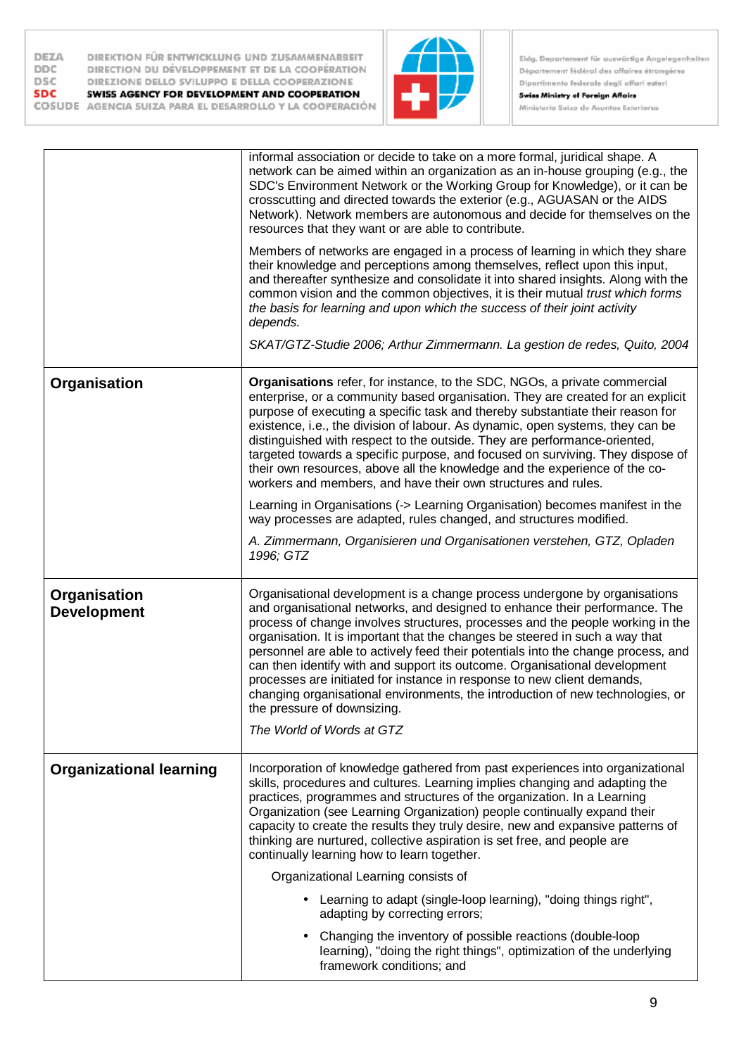| | |
|---|---|
| | informal association or decide to take on a more formal, juridical shape. A network can be aimed within an organization as an in-house grouping (e.g., the SDC's Environment Network or the Working Group for Knowledge), or it can be crosscutting and directed towards the exterior (e.g., AGUASAN or the AIDS Network). Network members are autonomous and decide for themselves on the resources that they want or are able to contribute.<br><br>Members of networks are engaged in a process of learning in which they share their knowledge and perceptions among themselves, reflect upon this input, and thereafter synthesize and consolidate it into shared insights. Along with the common vision and the common objectives, it is their mutual *trust which forms the basis for learning and upon which the success of their joint activity depends.*<br><br>*SKAT/GTZ-Studie 2006; Arthur Zimmermann. La gestion de redes, Quito, 2004* |
| **Organisation** | **Organisations** refer, for instance, to the SDC, NGOs, a private commercial enterprise, or a community based organisation. They are created for an explicit purpose of executing a specific task and thereby substantiate their reason for existence, i.e., the division of labour. As dynamic, open systems, they can be distinguished with respect to the outside. They are performance-oriented, targeted towards a specific purpose, and focused on surviving. They dispose of their own resources, above all the knowledge and the experience of the co-workers and members, and have their own structures and rules.<br><br>Learning in Organisations (-> Learning Organisation) becomes manifest in the way processes are adapted, rules changed, and structures modified.<br><br>*A. Zimmermann, Organisieren und Organisationen verstehen, GTZ, Opladen 1996; GTZ* |
| **Organisation Development** | Organisational development is a change process undergone by organisations and organisational networks, and designed to enhance their performance. The process of change involves structures, processes and the people working in the organisation. It is important that the changes be steered in such a way that personnel are able to actively feed their potentials into the change process, and can then identify with and support its outcome. Organisational development processes are initiated for instance in response to new client demands, changing organisational environments, the introduction of new technologies, or the pressure of downsizing.<br><br>*The World of Words at GTZ* |
| **Organizational learning** | Incorporation of knowledge gathered from past experiences into organizational skills, procedures and cultures. Learning implies changing and adapting the practices, programmes and structures of the organization. In a Learning Organization (see Learning Organization) people continually expand their capacity to create the results they truly desire, new and expansive patterns of thinking are nurtured, collective aspiration is set free, and people are continually learning how to learn together.<br><br>Organizational Learning consists of<br><br>• Learning to adapt (single-loop learning), "doing things right", adapting by correcting errors;<br><br>• Changing the inventory of possible reactions (double-loop learning), "doing the right things", optimization of the underlying framework conditions; and |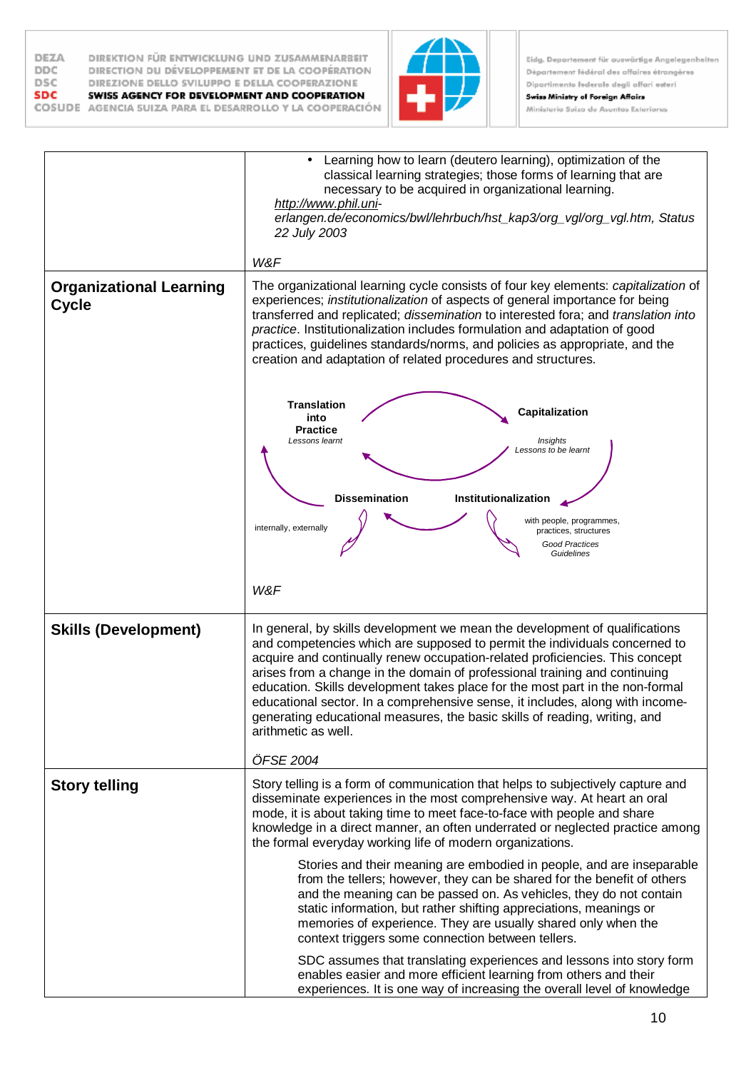| | |
|---|---|
| | • Learning how to learn (deutero learning), optimization of the classical learning strategies; those forms of learning that are necessary to be acquired in organizational learning. *http://www.phil.uni-erlangen.de/economics/bwl/lehrbuch/hst_kap3/org_vgl/org_vgl.htm, Status 22 July 2003* <br><br> *W&F* |
| **Organizational Learning Cycle** | The organizational learning cycle consists of four key elements: *capitalization* of experiences; *institutionalization* of aspects of general importance for being transferred and replicated; *dissemination* to interested fora; and *translation into practice*. Institutionalization includes formulation and adaptation of good practices, guidelines standards/norms, and policies as appropriate, and the creation and adaptation of related procedures and structures. <br><br> **Translation into Practice** *Lessons learnt* — **Capitalization** *Insights Lessons to be learnt* — **Dissemination** internally, externally — **Institutionalization** with people, programmes, practices, structures *Good Practices Guidelines* <br><br> *W&F* |
| **Skills (Development)** | In general, by skills development we mean the development of qualifications and competencies which are supposed to permit the individuals concerned to acquire and continually renew occupation-related proficiencies. This concept arises from a change in the domain of professional training and continuing education. Skills development takes place for the most part in the non-formal educational sector. In a comprehensive sense, it includes, along with income-generating educational measures, the basic skills of reading, writing, and arithmetic as well. <br><br> *ÖFSE 2004* |
| **Story telling** | Story telling is a form of communication that helps to subjectively capture and disseminate experiences in the most comprehensive way. At heart an oral mode, it is about taking time to meet face-to-face with people and share knowledge in a direct manner, an often underrated or neglected practice among the formal everyday working life of modern organizations. <br><br> Stories and their meaning are embodied in people, and are inseparable from the tellers; however, they can be shared for the benefit of others and the meaning can be passed on. As vehicles, they do not contain static information, but rather shifting appreciations, meanings or memories of experience. They are usually shared only when the context triggers some connection between tellers. <br><br> SDC assumes that translating experiences and lessons into story form enables easier and more efficient learning from others and their experiences. It is one way of increasing the overall level of knowledge |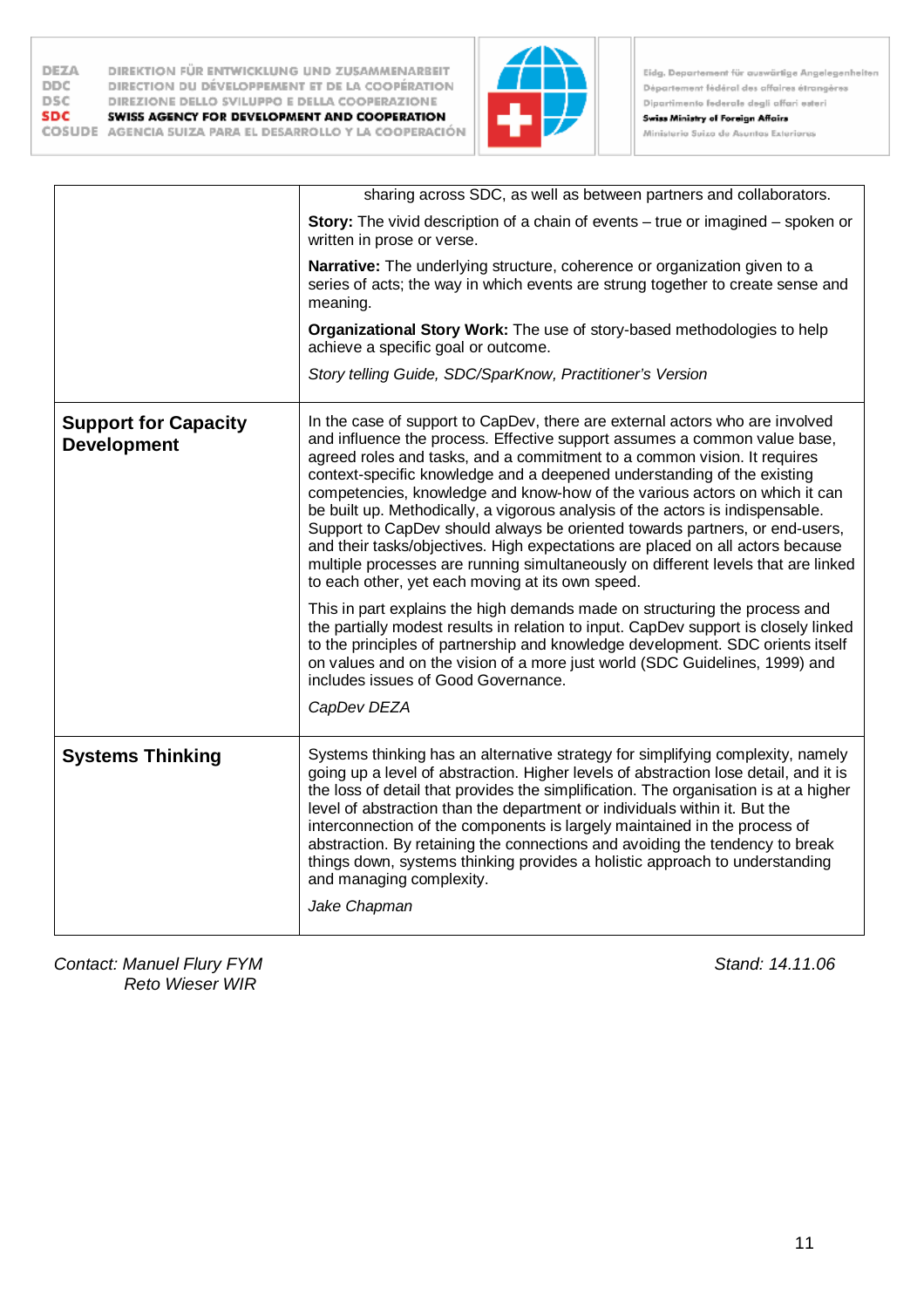| | |
|---|---|
| | sharing across SDC, as well as between partners and collaborators.<br><br>**Story:** The vivid description of a chain of events – true or imagined – spoken or written in prose or verse.<br><br>**Narrative:** The underlying structure, coherence or organization given to a series of acts; the way in which events are strung together to create sense and meaning.<br><br>**Organizational Story Work:** The use of story-based methodologies to help achieve a specific goal or outcome.<br><br>*Story telling Guide, SDC/SparKnow, Practitioner's Version* |
| **Support for Capacity Development** | In the case of support to CapDev, there are external actors who are involved and influence the process. Effective support assumes a common value base, agreed roles and tasks, and a commitment to a common vision. It requires context-specific knowledge and a deepened understanding of the existing competencies, knowledge and know-how of the various actors on which it can be built up. Methodically, a vigorous analysis of the actors is indispensable. Support to CapDev should always be oriented towards partners, or end-users, and their tasks/objectives. High expectations are placed on all actors because multiple processes are running simultaneously on different levels that are linked to each other, yet each moving at its own speed.<br><br>This in part explains the high demands made on structuring the process and the partially modest results in relation to input. CapDev support is closely linked to the principles of partnership and knowledge development. SDC orients itself on values and on the vision of a more just world (SDC Guidelines, 1999) and includes issues of Good Governance.<br><br>*CapDev DEZA* |
| **Systems Thinking** | Systems thinking has an alternative strategy for simplifying complexity, namely going up a level of abstraction. Higher levels of abstraction lose detail, and it is the loss of detail that provides the simplification. The organisation is at a higher level of abstraction than the department or individuals within it. But the interconnection of the components is largely maintained in the process of abstraction. By retaining the connections and avoiding the tendency to break things down, systems thinking provides a holistic approach to understanding and managing complexity.<br><br>*Jake Chapman* |

*Contact: Manuel Flury FYM*
*Reto Wieser WIR*

*Stand: 14.11.06*